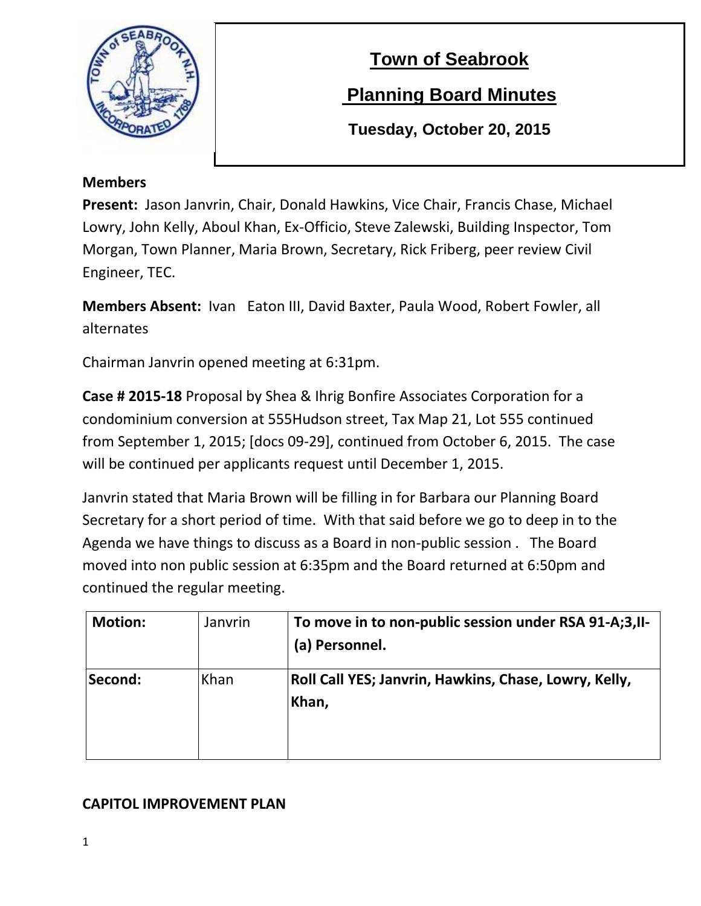# Town of Seabrook

## Planning Board Minutes

### Tuesday, October 20, 2015

**Members**

**Present:** Jason Janvrin, Chair, Donald Hawkins, Vice Chair, Francis Chase, Michael Lowry, John Kelly, Aboul Khan, Ex-Officio, Steve Zalewski, Building Inspector, Tom Morgan, Town Planner, Maria Brown, Secretary, Rick Friberg, peer review Civil Engineer, TEC.

**Members Absent:** Ivan Eaton III, David Baxter, Paula Wood, Robert Fowler, all alternates

Chairman Janvrin opened meeting at 6:31pm.

**Case # 2015-18** Proposal by Shea & Ihrig Bonfire Associates Corporation for a condominium conversion at 555Hudson street, Tax Map 21, Lot 555 continued from September 1, 2015; [docs 09-29], continued from October 6, 2015. The case will be continued per applicants request until December 1, 2015.

Janvrin stated that Maria Brown will be filling in for Barbara our Planning Board Secretary for a short period of time. With that said before we go to deep in to the Agenda we have things to discuss as a Board in non-public session . The Board moved into non public session at 6:35pm and the Board returned at 6:50pm and continued the regular meeting.

| **Motion:** | Janvrin | **To move in to non-public session under RSA 91-A;3,II-(a) Personnel.** |
|---|---|---|
| **Second:** | Khan | **Roll Call YES; Janvrin, Hawkins, Chase, Lowry, Kelly, Khan,** |

**CAPITOL IMPROVEMENT PLAN**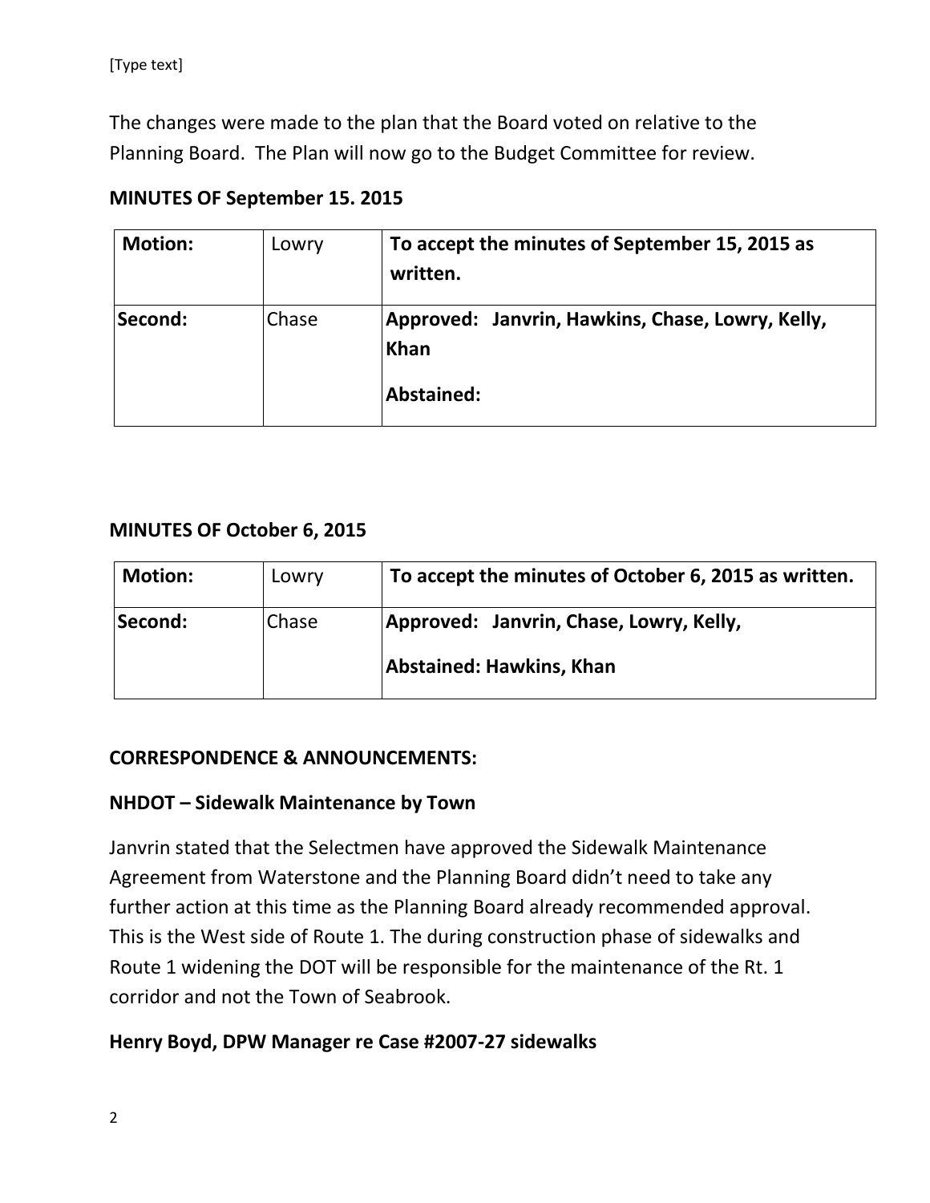The changes were made to the plan that the Board voted on relative to the Planning Board. The Plan will now go to the Budget Committee for review.

**MINUTES OF September 15. 2015**

| **Motion:** | Lowry | **To accept the minutes of September 15, 2015 as written.** |
|---|---|---|
| **Second:** | Chase | **Approved: Janvrin, Hawkins, Chase, Lowry, Kelly, Khan** <br> **Abstained:** |

**MINUTES OF October 6, 2015**

| **Motion:** | Lowry | **To accept the minutes of October 6, 2015 as written.** |
|---|---|---|
| **Second:** | Chase | **Approved: Janvrin, Chase, Lowry, Kelly,** <br> **Abstained: Hawkins, Khan** |

**CORRESPONDENCE & ANNOUNCEMENTS:**

**NHDOT – Sidewalk Maintenance by Town**

Janvrin stated that the Selectmen have approved the Sidewalk Maintenance Agreement from Waterstone and the Planning Board didn't need to take any further action at this time as the Planning Board already recommended approval. This is the West side of Route 1. The during construction phase of sidewalks and Route 1 widening the DOT will be responsible for the maintenance of the Rt. 1 corridor and not the Town of Seabrook.

**Henry Boyd, DPW Manager re Case #2007-27 sidewalks**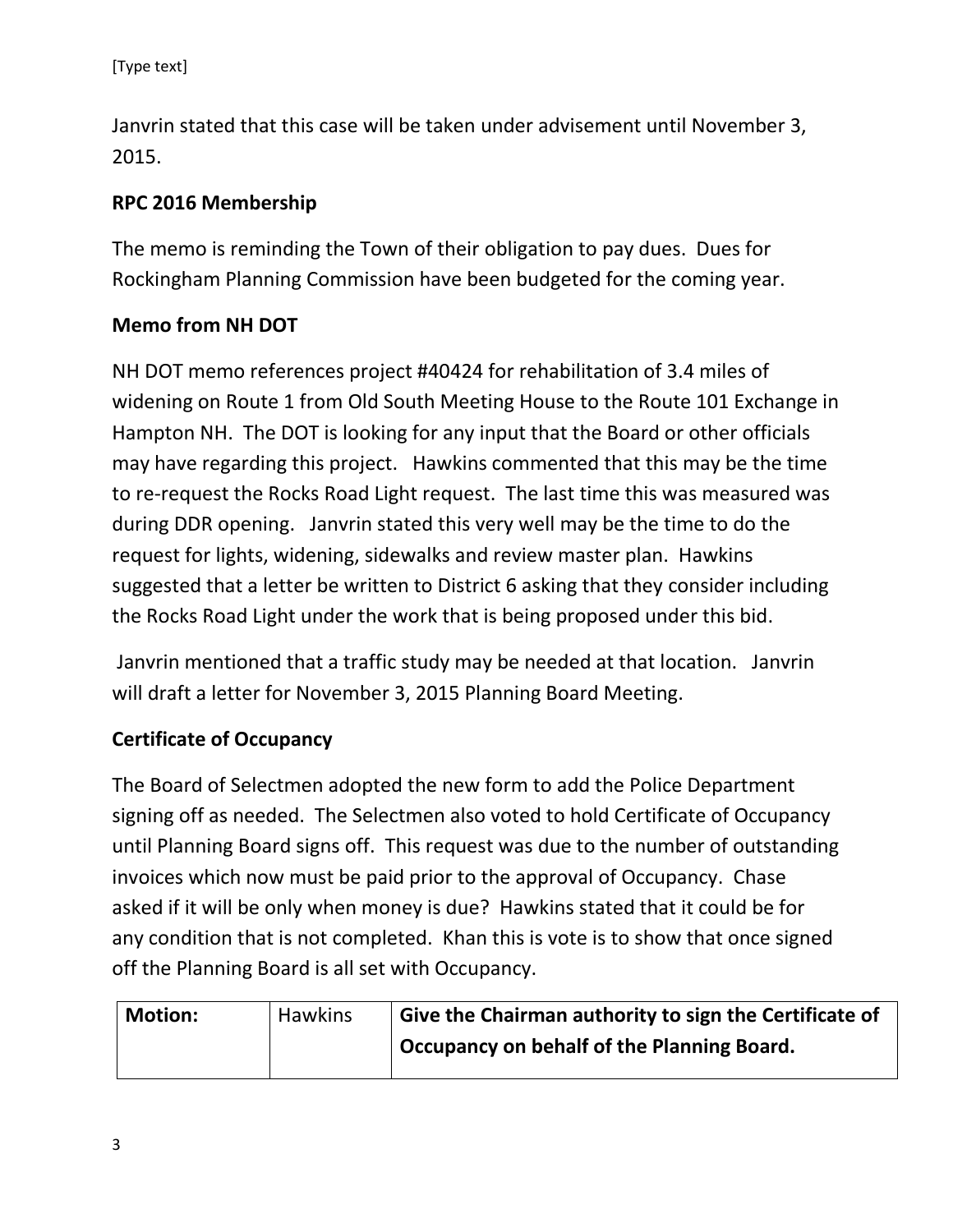Janvrin stated that this case will be taken under advisement until November 3, 2015.

## RPC 2016 Membership

The memo is reminding the Town of their obligation to pay dues. Dues for Rockingham Planning Commission have been budgeted for the coming year.

## Memo from NH DOT

NH DOT memo references project #40424 for rehabilitation of 3.4 miles of widening on Route 1 from Old South Meeting House to the Route 101 Exchange in Hampton NH. The DOT is looking for any input that the Board or other officials may have regarding this project. Hawkins commented that this may be the time to re-request the Rocks Road Light request. The last time this was measured was during DDR opening. Janvrin stated this very well may be the time to do the request for lights, widening, sidewalks and review master plan. Hawkins suggested that a letter be written to District 6 asking that they consider including the Rocks Road Light under the work that is being proposed under this bid.

Janvrin mentioned that a traffic study may be needed at that location. Janvrin will draft a letter for November 3, 2015 Planning Board Meeting.

## Certificate of Occupancy

The Board of Selectmen adopted the new form to add the Police Department signing off as needed. The Selectmen also voted to hold Certificate of Occupancy until Planning Board signs off. This request was due to the number of outstanding invoices which now must be paid prior to the approval of Occupancy. Chase asked if it will be only when money is due? Hawkins stated that it could be for any condition that is not completed. Khan this is vote is to show that once signed off the Planning Board is all set with Occupancy.

| **Motion:** | Hawkins | **Give the Chairman authority to sign the Certificate of Occupancy on behalf of the Planning Board.** |
|---|---|---|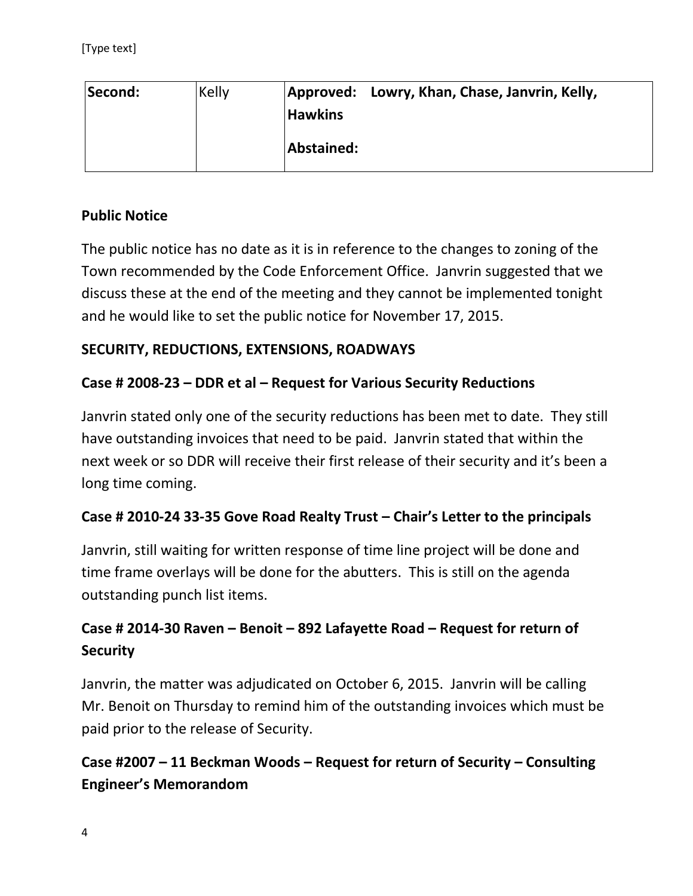| Second: | Kelly | Approved: Lowry, Khan, Chase, Janvrin, Kelly, Hawkins |
|---|---|---|
| | | Abstained: |

**Public Notice**

The public notice has no date as it is in reference to the changes to zoning of the Town recommended by the Code Enforcement Office. Janvrin suggested that we discuss these at the end of the meeting and they cannot be implemented tonight and he would like to set the public notice for November 17, 2015.

**SECURITY, REDUCTIONS, EXTENSIONS, ROADWAYS**

**Case # 2008-23 – DDR et al – Request for Various Security Reductions**

Janvrin stated only one of the security reductions has been met to date. They still have outstanding invoices that need to be paid. Janvrin stated that within the next week or so DDR will receive their first release of their security and it's been a long time coming.

**Case # 2010-24 33-35 Gove Road Realty Trust – Chair's Letter to the principals**

Janvrin, still waiting for written response of time line project will be done and time frame overlays will be done for the abutters. This is still on the agenda outstanding punch list items.

**Case # 2014-30 Raven – Benoit – 892 Lafayette Road – Request for return of Security**

Janvrin, the matter was adjudicated on October 6, 2015. Janvrin will be calling Mr. Benoit on Thursday to remind him of the outstanding invoices which must be paid prior to the release of Security.

**Case #2007 – 11 Beckman Woods – Request for return of Security – Consulting Engineer's Memorandom**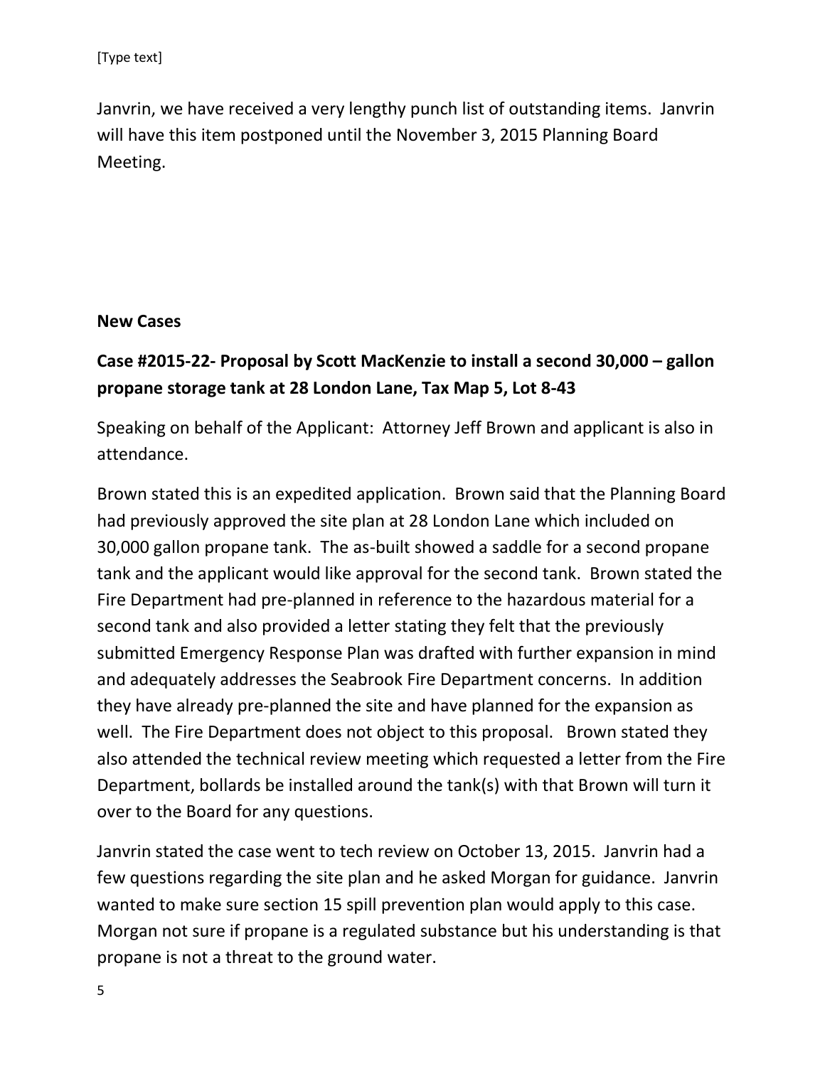Janvrin, we have received a very lengthy punch list of outstanding items. Janvrin will have this item postponed until the November 3, 2015 Planning Board Meeting.

**New Cases**

**Case #2015-22- Proposal by Scott MacKenzie to install a second 30,000 – gallon propane storage tank at 28 London Lane, Tax Map 5, Lot 8-43**

Speaking on behalf of the Applicant: Attorney Jeff Brown and applicant is also in attendance.

Brown stated this is an expedited application. Brown said that the Planning Board had previously approved the site plan at 28 London Lane which included on 30,000 gallon propane tank. The as-built showed a saddle for a second propane tank and the applicant would like approval for the second tank. Brown stated the Fire Department had pre-planned in reference to the hazardous material for a second tank and also provided a letter stating they felt that the previously submitted Emergency Response Plan was drafted with further expansion in mind and adequately addresses the Seabrook Fire Department concerns. In addition they have already pre-planned the site and have planned for the expansion as well. The Fire Department does not object to this proposal. Brown stated they also attended the technical review meeting which requested a letter from the Fire Department, bollards be installed around the tank(s) with that Brown will turn it over to the Board for any questions.

Janvrin stated the case went to tech review on October 13, 2015. Janvrin had a few questions regarding the site plan and he asked Morgan for guidance. Janvrin wanted to make sure section 15 spill prevention plan would apply to this case. Morgan not sure if propane is a regulated substance but his understanding is that propane is not a threat to the ground water.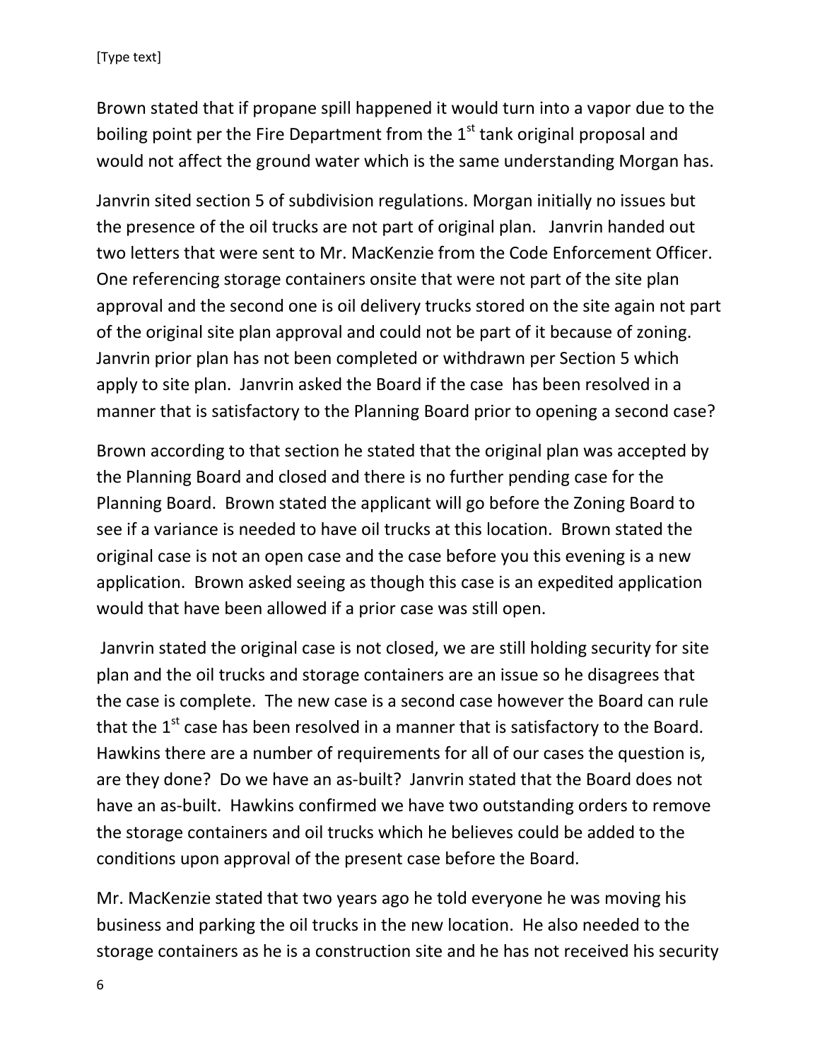Brown stated that if propane spill happened it would turn into a vapor due to the boiling point per the Fire Department from the 1st tank original proposal and would not affect the ground water which is the same understanding Morgan has.

Janvrin sited section 5 of subdivision regulations. Morgan initially no issues but the presence of the oil trucks are not part of original plan. Janvrin handed out two letters that were sent to Mr. MacKenzie from the Code Enforcement Officer. One referencing storage containers onsite that were not part of the site plan approval and the second one is oil delivery trucks stored on the site again not part of the original site plan approval and could not be part of it because of zoning. Janvrin prior plan has not been completed or withdrawn per Section 5 which apply to site plan. Janvrin asked the Board if the case has been resolved in a manner that is satisfactory to the Planning Board prior to opening a second case?

Brown according to that section he stated that the original plan was accepted by the Planning Board and closed and there is no further pending case for the Planning Board. Brown stated the applicant will go before the Zoning Board to see if a variance is needed to have oil trucks at this location. Brown stated the original case is not an open case and the case before you this evening is a new application. Brown asked seeing as though this case is an expedited application would that have been allowed if a prior case was still open.

Janvrin stated the original case is not closed, we are still holding security for site plan and the oil trucks and storage containers are an issue so he disagrees that the case is complete. The new case is a second case however the Board can rule that the 1st case has been resolved in a manner that is satisfactory to the Board. Hawkins there are a number of requirements for all of our cases the question is, are they done? Do we have an as-built? Janvrin stated that the Board does not have an as-built. Hawkins confirmed we have two outstanding orders to remove the storage containers and oil trucks which he believes could be added to the conditions upon approval of the present case before the Board.

Mr. MacKenzie stated that two years ago he told everyone he was moving his business and parking the oil trucks in the new location. He also needed to the storage containers as he is a construction site and he has not received his security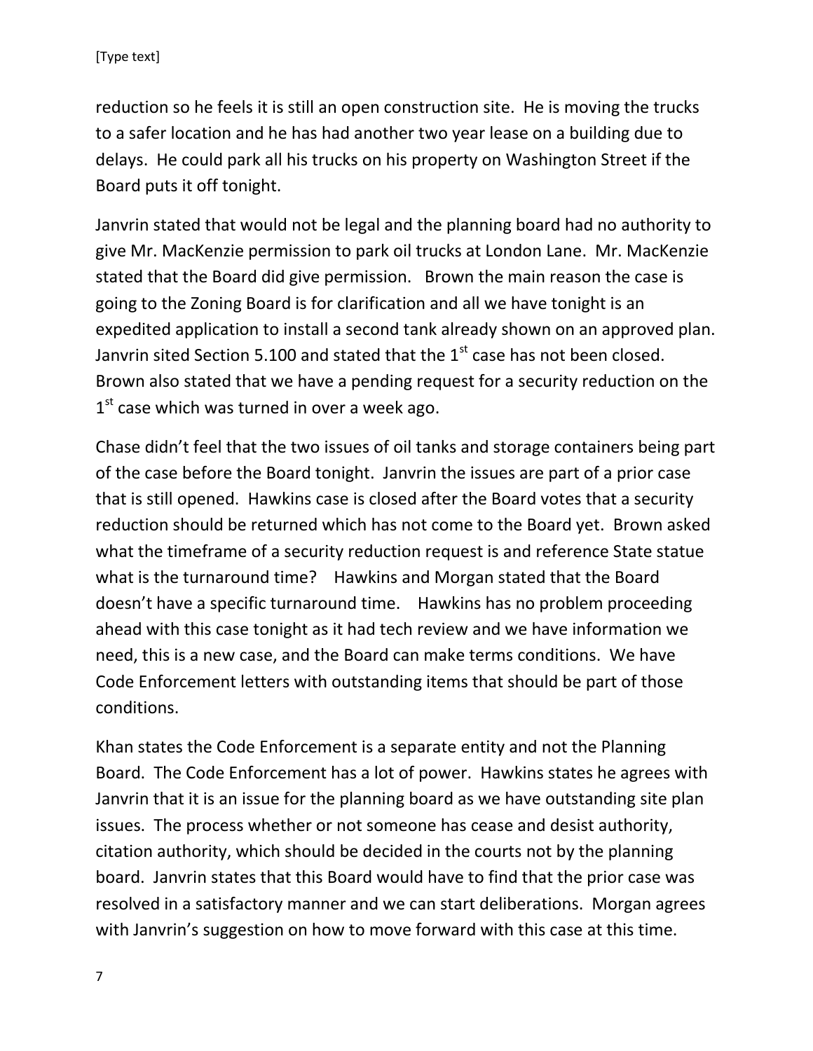reduction so he feels it is still an open construction site. He is moving the trucks to a safer location and he has had another two year lease on a building due to delays. He could park all his trucks on his property on Washington Street if the Board puts it off tonight.

Janvrin stated that would not be legal and the planning board had no authority to give Mr. MacKenzie permission to park oil trucks at London Lane. Mr. MacKenzie stated that the Board did give permission. Brown the main reason the case is going to the Zoning Board is for clarification and all we have tonight is an expedited application to install a second tank already shown on an approved plan. Janvrin sited Section 5.100 and stated that the 1st case has not been closed. Brown also stated that we have a pending request for a security reduction on the 1st case which was turned in over a week ago.

Chase didn't feel that the two issues of oil tanks and storage containers being part of the case before the Board tonight. Janvrin the issues are part of a prior case that is still opened. Hawkins case is closed after the Board votes that a security reduction should be returned which has not come to the Board yet. Brown asked what the timeframe of a security reduction request is and reference State statue what is the turnaround time? Hawkins and Morgan stated that the Board doesn't have a specific turnaround time. Hawkins has no problem proceeding ahead with this case tonight as it had tech review and we have information we need, this is a new case, and the Board can make terms conditions. We have Code Enforcement letters with outstanding items that should be part of those conditions.

Khan states the Code Enforcement is a separate entity and not the Planning Board. The Code Enforcement has a lot of power. Hawkins states he agrees with Janvrin that it is an issue for the planning board as we have outstanding site plan issues. The process whether or not someone has cease and desist authority, citation authority, which should be decided in the courts not by the planning board. Janvrin states that this Board would have to find that the prior case was resolved in a satisfactory manner and we can start deliberations. Morgan agrees with Janvrin's suggestion on how to move forward with this case at this time.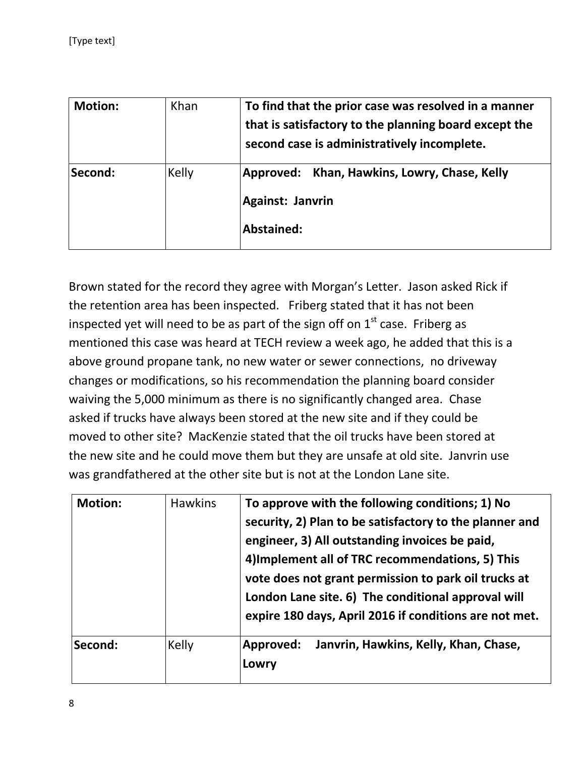| **Motion:** | Khan | **To find that the prior case was resolved in a manner that is satisfactory to the planning board except the second case is administratively incomplete.** |
|---|---|---|
| **Second:** | Kelly | **Approved: Khan, Hawkins, Lowry, Chase, Kelly**<br>**Against: Janvrin**<br>**Abstained:** |

Brown stated for the record they agree with Morgan's Letter. Jason asked Rick if the retention area has been inspected. Friberg stated that it has not been inspected yet will need to be as part of the sign off on 1st case. Friberg as mentioned this case was heard at TECH review a week ago, he added that this is a above ground propane tank, no new water or sewer connections, no driveway changes or modifications, so his recommendation the planning board consider waiving the 5,000 minimum as there is no significantly changed area. Chase asked if trucks have always been stored at the new site and if they could be moved to other site? MacKenzie stated that the oil trucks have been stored at the new site and he could move them but they are unsafe at old site. Janvrin use was grandfathered at the other site but is not at the London Lane site.

| **Motion:** | Hawkins | **To approve with the following conditions; 1) No security, 2) Plan to be satisfactory to the planner and engineer, 3) All outstanding invoices be paid, 4)Implement all of TRC recommendations, 5) This vote does not grant permission to park oil trucks at London Lane site. 6) The conditional approval will expire 180 days, April 2016 if conditions are not met.** |
|---|---|---|
| **Second:** | Kelly | **Approved: Janvrin, Hawkins, Kelly, Khan, Chase, Lowry** |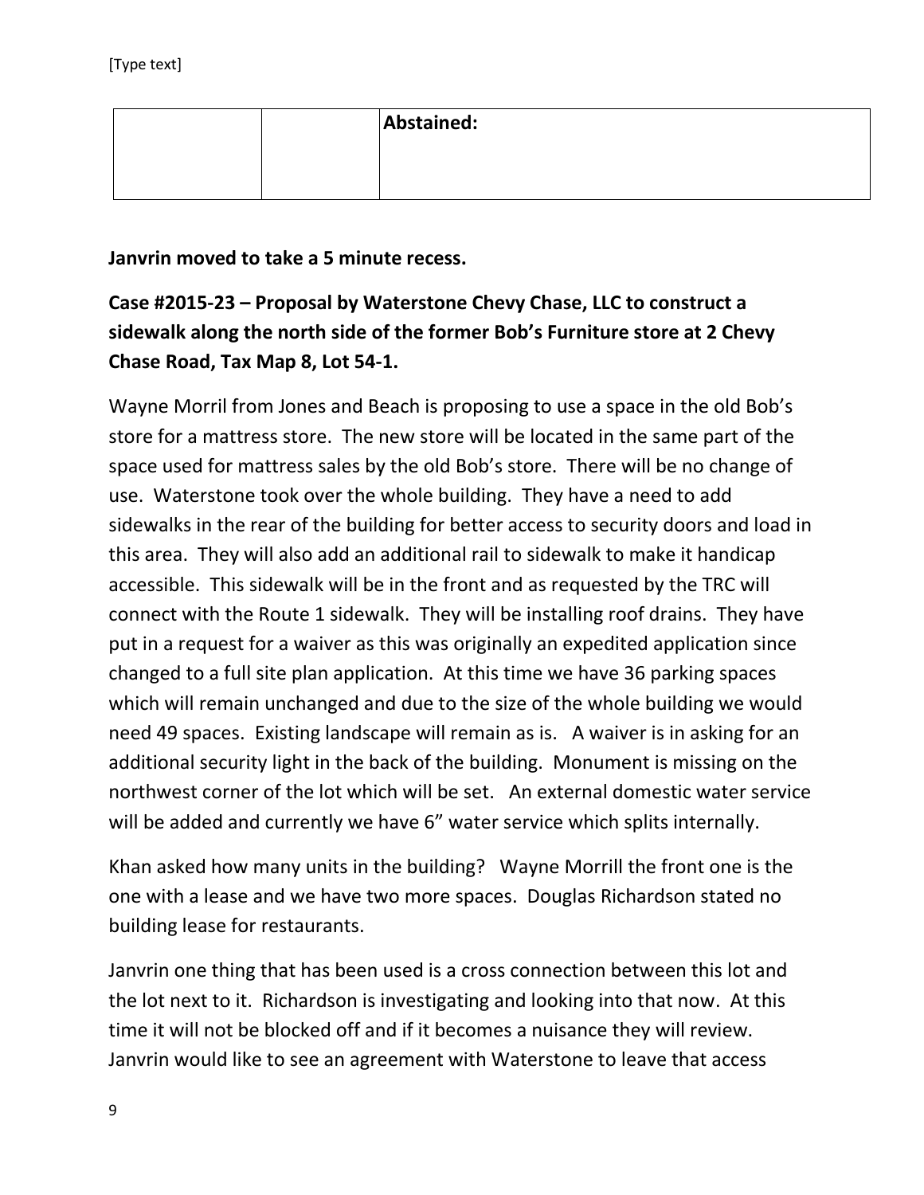| | | Abstained: |
|---|---|---|

**Janvrin moved to take a 5 minute recess.**

**Case #2015-23 – Proposal by Waterstone Chevy Chase, LLC to construct a sidewalk along the north side of the former Bob's Furniture store at 2 Chevy Chase Road, Tax Map 8, Lot 54-1.**

Wayne Morril from Jones and Beach is proposing to use a space in the old Bob's store for a mattress store. The new store will be located in the same part of the space used for mattress sales by the old Bob's store. There will be no change of use. Waterstone took over the whole building. They have a need to add sidewalks in the rear of the building for better access to security doors and load in this area. They will also add an additional rail to sidewalk to make it handicap accessible. This sidewalk will be in the front and as requested by the TRC will connect with the Route 1 sidewalk. They will be installing roof drains. They have put in a request for a waiver as this was originally an expedited application since changed to a full site plan application. At this time we have 36 parking spaces which will remain unchanged and due to the size of the whole building we would need 49 spaces. Existing landscape will remain as is. A waiver is in asking for an additional security light in the back of the building. Monument is missing on the northwest corner of the lot which will be set. An external domestic water service will be added and currently we have 6" water service which splits internally.

Khan asked how many units in the building? Wayne Morrill the front one is the one with a lease and we have two more spaces. Douglas Richardson stated no building lease for restaurants.

Janvrin one thing that has been used is a cross connection between this lot and the lot next to it. Richardson is investigating and looking into that now. At this time it will not be blocked off and if it becomes a nuisance they will review. Janvrin would like to see an agreement with Waterstone to leave that access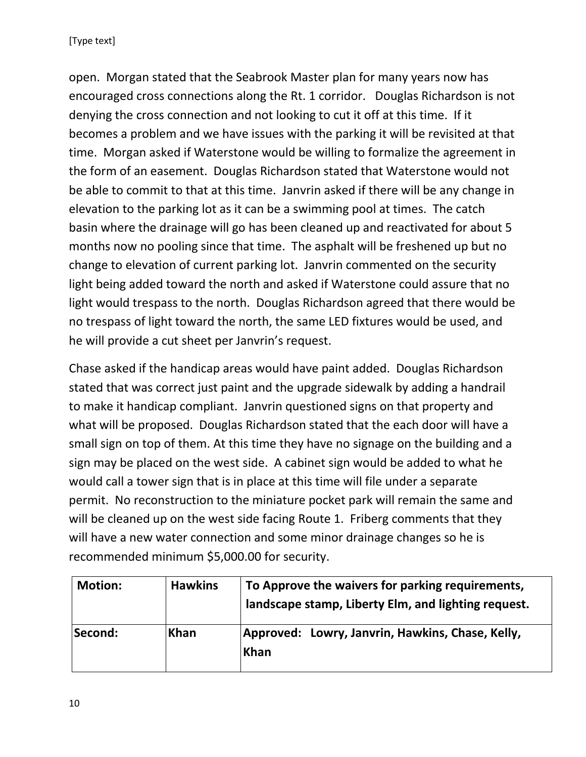open. Morgan stated that the Seabrook Master plan for many years now has encouraged cross connections along the Rt. 1 corridor. Douglas Richardson is not denying the cross connection and not looking to cut it off at this time. If it becomes a problem and we have issues with the parking it will be revisited at that time. Morgan asked if Waterstone would be willing to formalize the agreement in the form of an easement. Douglas Richardson stated that Waterstone would not be able to commit to that at this time. Janvrin asked if there will be any change in elevation to the parking lot as it can be a swimming pool at times. The catch basin where the drainage will go has been cleaned up and reactivated for about 5 months now no pooling since that time. The asphalt will be freshened up but no change to elevation of current parking lot. Janvrin commented on the security light being added toward the north and asked if Waterstone could assure that no light would trespass to the north. Douglas Richardson agreed that there would be no trespass of light toward the north, the same LED fixtures would be used, and he will provide a cut sheet per Janvrin's request.

Chase asked if the handicap areas would have paint added. Douglas Richardson stated that was correct just paint and the upgrade sidewalk by adding a handrail to make it handicap compliant. Janvrin questioned signs on that property and what will be proposed. Douglas Richardson stated that the each door will have a small sign on top of them. At this time they have no signage on the building and a sign may be placed on the west side. A cabinet sign would be added to what he would call a tower sign that is in place at this time will file under a separate permit. No reconstruction to the miniature pocket park will remain the same and will be cleaned up on the west side facing Route 1. Friberg comments that they will have a new water connection and some minor drainage changes so he is recommended minimum $5,000.00 for security.

| **Motion:** | **Hawkins** | **To Approve the waivers for parking requirements, landscape stamp, Liberty Elm, and lighting request.** |
|---|---|---|
| **Second:** | **Khan** | **Approved: Lowry, Janvrin, Hawkins, Chase, Kelly, Khan** |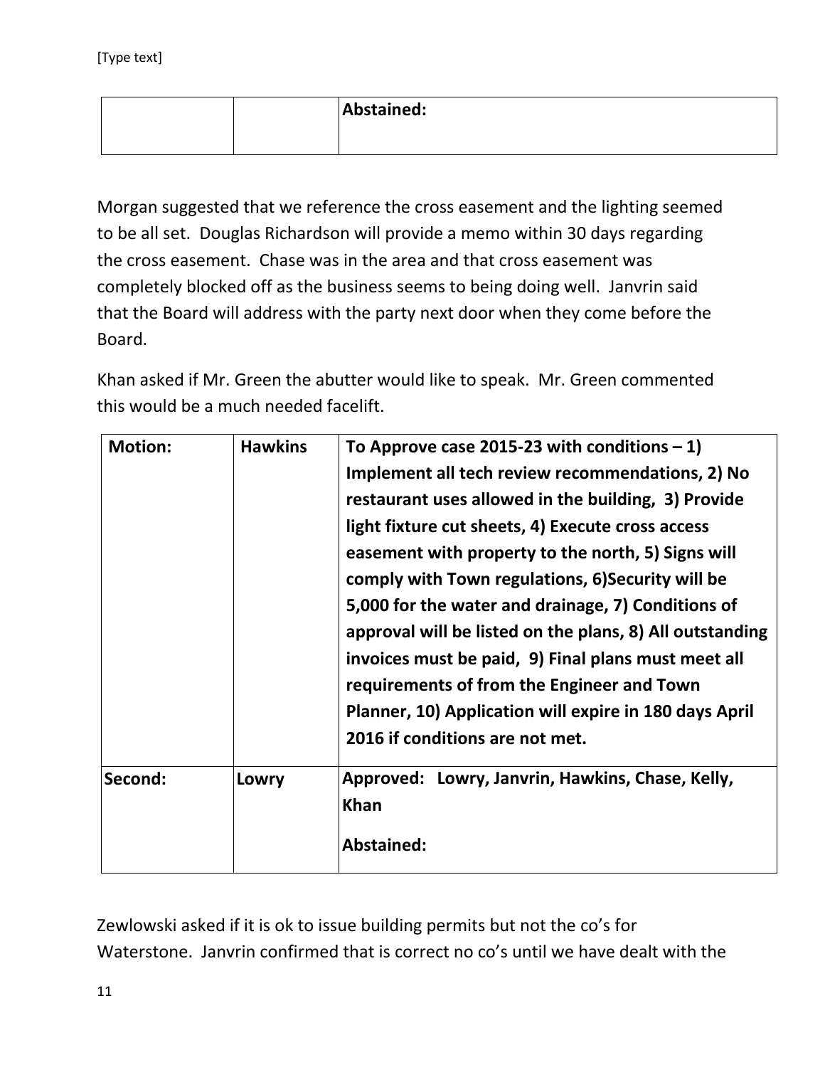|  |  | **Abstained:** |
|---|---|---|

Morgan suggested that we reference the cross easement and the lighting seemed to be all set. Douglas Richardson will provide a memo within 30 days regarding the cross easement. Chase was in the area and that cross easement was completely blocked off as the business seems to being doing well. Janvrin said that the Board will address with the party next door when they come before the Board.

Khan asked if Mr. Green the abutter would like to speak. Mr. Green commented this would be a much needed facelift.

| **Motion:** | **Hawkins** | **To Approve case 2015-23 with conditions – 1) Implement all tech review recommendations, 2) No restaurant uses allowed in the building, 3) Provide light fixture cut sheets, 4) Execute cross access easement with property to the north, 5) Signs will comply with Town regulations, 6)Security will be 5,000 for the water and drainage, 7) Conditions of approval will be listed on the plans, 8) All outstanding invoices must be paid, 9) Final plans must meet all requirements of from the Engineer and Town Planner, 10) Application will expire in 180 days April 2016 if conditions are not met.** |
|---|---|---|
| **Second:** | **Lowry** | **Approved: Lowry, Janvrin, Hawkins, Chase, Kelly, Khan**<br><br>**Abstained:** |

Zewlowski asked if it is ok to issue building permits but not the co's for Waterstone. Janvrin confirmed that is correct no co's until we have dealt with the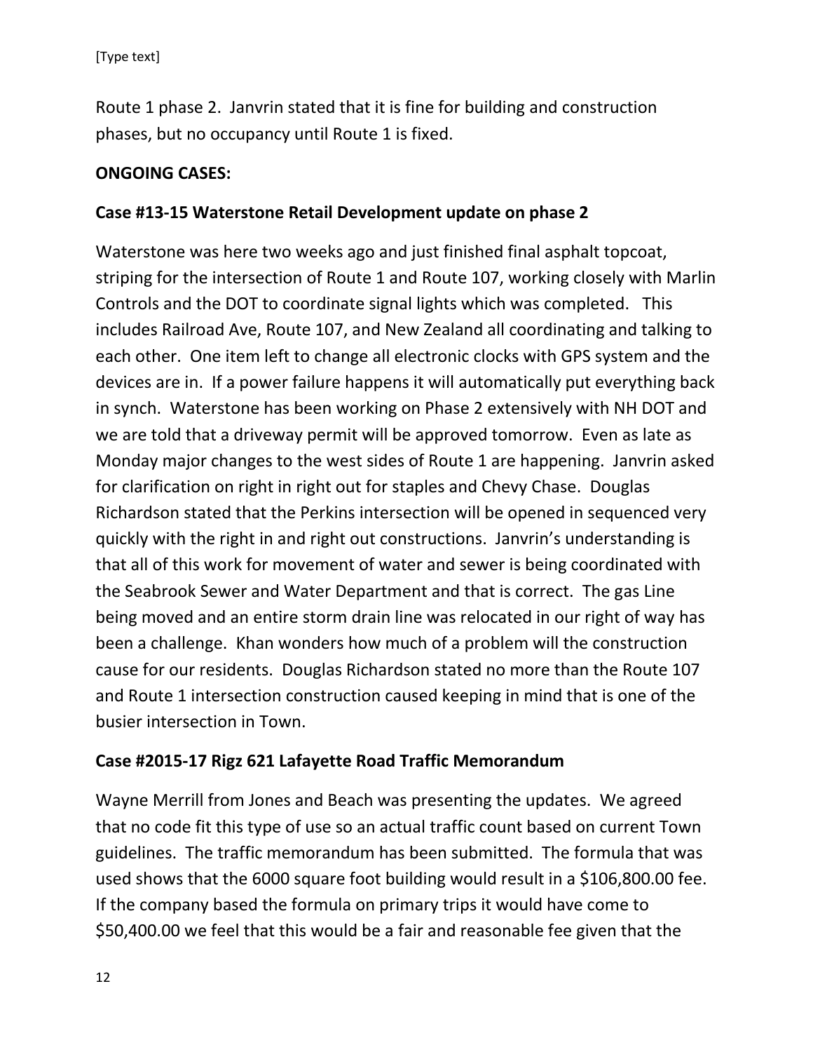Route 1 phase 2. Janvrin stated that it is fine for building and construction phases, but no occupancy until Route 1 is fixed.

**ONGOING CASES:**

**Case #13-15 Waterstone Retail Development update on phase 2**

Waterstone was here two weeks ago and just finished final asphalt topcoat, striping for the intersection of Route 1 and Route 107, working closely with Marlin Controls and the DOT to coordinate signal lights which was completed. This includes Railroad Ave, Route 107, and New Zealand all coordinating and talking to each other. One item left to change all electronic clocks with GPS system and the devices are in. If a power failure happens it will automatically put everything back in synch. Waterstone has been working on Phase 2 extensively with NH DOT and we are told that a driveway permit will be approved tomorrow. Even as late as Monday major changes to the west sides of Route 1 are happening. Janvrin asked for clarification on right in right out for staples and Chevy Chase. Douglas Richardson stated that the Perkins intersection will be opened in sequenced very quickly with the right in and right out constructions. Janvrin's understanding is that all of this work for movement of water and sewer is being coordinated with the Seabrook Sewer and Water Department and that is correct. The gas Line being moved and an entire storm drain line was relocated in our right of way has been a challenge. Khan wonders how much of a problem will the construction cause for our residents. Douglas Richardson stated no more than the Route 107 and Route 1 intersection construction caused keeping in mind that is one of the busier intersection in Town.

**Case #2015-17 Rigz 621 Lafayette Road Traffic Memorandum**

Wayne Merrill from Jones and Beach was presenting the updates. We agreed that no code fit this type of use so an actual traffic count based on current Town guidelines. The traffic memorandum has been submitted. The formula that was used shows that the 6000 square foot building would result in a $106,800.00 fee. If the company based the formula on primary trips it would have come to $50,400.00 we feel that this would be a fair and reasonable fee given that the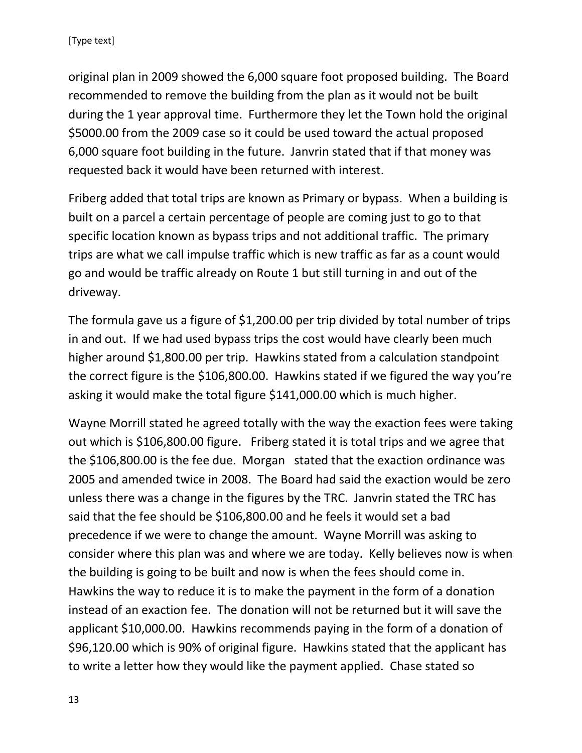original plan in 2009 showed the 6,000 square foot proposed building. The Board recommended to remove the building from the plan as it would not be built during the 1 year approval time. Furthermore they let the Town hold the original $5000.00 from the 2009 case so it could be used toward the actual proposed 6,000 square foot building in the future. Janvrin stated that if that money was requested back it would have been returned with interest.

Friberg added that total trips are known as Primary or bypass. When a building is built on a parcel a certain percentage of people are coming just to go to that specific location known as bypass trips and not additional traffic. The primary trips are what we call impulse traffic which is new traffic as far as a count would go and would be traffic already on Route 1 but still turning in and out of the driveway.

The formula gave us a figure of $1,200.00 per trip divided by total number of trips in and out. If we had used bypass trips the cost would have clearly been much higher around $1,800.00 per trip. Hawkins stated from a calculation standpoint the correct figure is the $106,800.00. Hawkins stated if we figured the way you're asking it would make the total figure $141,000.00 which is much higher.

Wayne Morrill stated he agreed totally with the way the exaction fees were taking out which is $106,800.00 figure. Friberg stated it is total trips and we agree that the $106,800.00 is the fee due. Morgan stated that the exaction ordinance was 2005 and amended twice in 2008. The Board had said the exaction would be zero unless there was a change in the figures by the TRC. Janvrin stated the TRC has said that the fee should be $106,800.00 and he feels it would set a bad precedence if we were to change the amount. Wayne Morrill was asking to consider where this plan was and where we are today. Kelly believes now is when the building is going to be built and now is when the fees should come in. Hawkins the way to reduce it is to make the payment in the form of a donation instead of an exaction fee. The donation will not be returned but it will save the applicant $10,000.00. Hawkins recommends paying in the form of a donation of $96,120.00 which is 90% of original figure. Hawkins stated that the applicant has to write a letter how they would like the payment applied. Chase stated so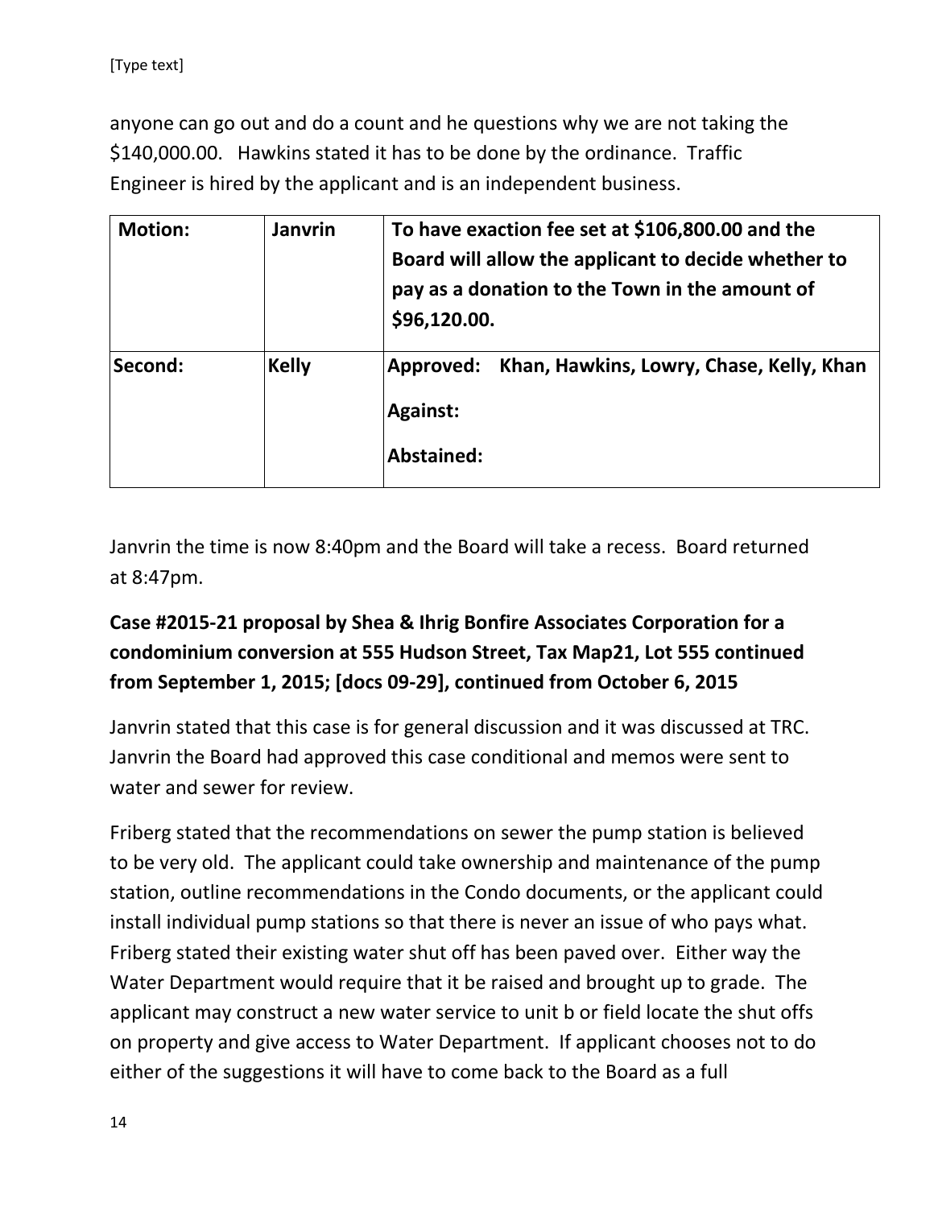anyone can go out and do a count and he questions why we are not taking the $140,000.00. Hawkins stated it has to be done by the ordinance. Traffic Engineer is hired by the applicant and is an independent business.

| **Motion:** | **Janvrin** | **To have exaction fee set at $106,800.00 and the Board will allow the applicant to decide whether to pay as a donation to the Town in the amount of $96,120.00.** |
|---|---|---|
| **Second:** | **Kelly** | **Approved: Khan, Hawkins, Lowry, Chase, Kelly, Khan**<br><br>**Against:**<br><br>**Abstained:** |

Janvrin the time is now 8:40pm and the Board will take a recess. Board returned at 8:47pm.

**Case #2015-21 proposal by Shea & Ihrig Bonfire Associates Corporation for a condominium conversion at 555 Hudson Street, Tax Map21, Lot 555 continued from September 1, 2015; [docs 09-29], continued from October 6, 2015**

Janvrin stated that this case is for general discussion and it was discussed at TRC. Janvrin the Board had approved this case conditional and memos were sent to water and sewer for review.

Friberg stated that the recommendations on sewer the pump station is believed to be very old. The applicant could take ownership and maintenance of the pump station, outline recommendations in the Condo documents, or the applicant could install individual pump stations so that there is never an issue of who pays what. Friberg stated their existing water shut off has been paved over. Either way the Water Department would require that it be raised and brought up to grade. The applicant may construct a new water service to unit b or field locate the shut offs on property and give access to Water Department. If applicant chooses not to do either of the suggestions it will have to come back to the Board as a full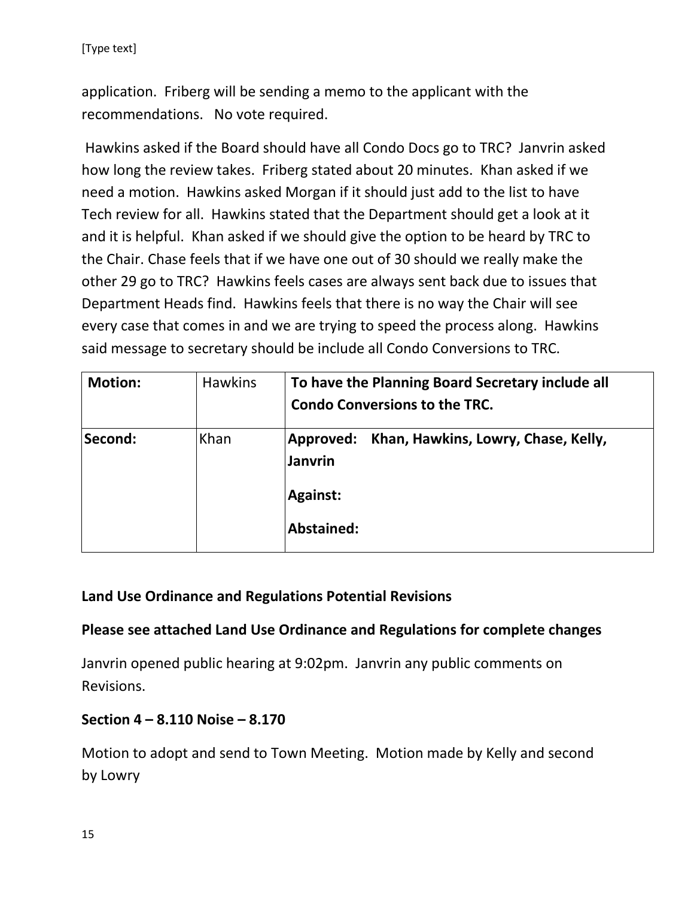application. Friberg will be sending a memo to the applicant with the recommendations. No vote required.

Hawkins asked if the Board should have all Condo Docs go to TRC? Janvrin asked how long the review takes. Friberg stated about 20 minutes. Khan asked if we need a motion. Hawkins asked Morgan if it should just add to the list to have Tech review for all. Hawkins stated that the Department should get a look at it and it is helpful. Khan asked if we should give the option to be heard by TRC to the Chair. Chase feels that if we have one out of 30 should we really make the other 29 go to TRC? Hawkins feels cases are always sent back due to issues that Department Heads find. Hawkins feels that there is no way the Chair will see every case that comes in and we are trying to speed the process along. Hawkins said message to secretary should be include all Condo Conversions to TRC.

| **Motion:** | Hawkins | **To have the Planning Board Secretary include all Condo Conversions to the TRC.** |
|---|---|---|
| **Second:** | Khan | **Approved: Khan, Hawkins, Lowry, Chase, Kelly, Janvrin**<br><br>**Against:**<br><br>**Abstained:** |

**Land Use Ordinance and Regulations Potential Revisions**

**Please see attached Land Use Ordinance and Regulations for complete changes**

Janvrin opened public hearing at 9:02pm. Janvrin any public comments on Revisions.

**Section 4 – 8.110 Noise – 8.170**

Motion to adopt and send to Town Meeting. Motion made by Kelly and second by Lowry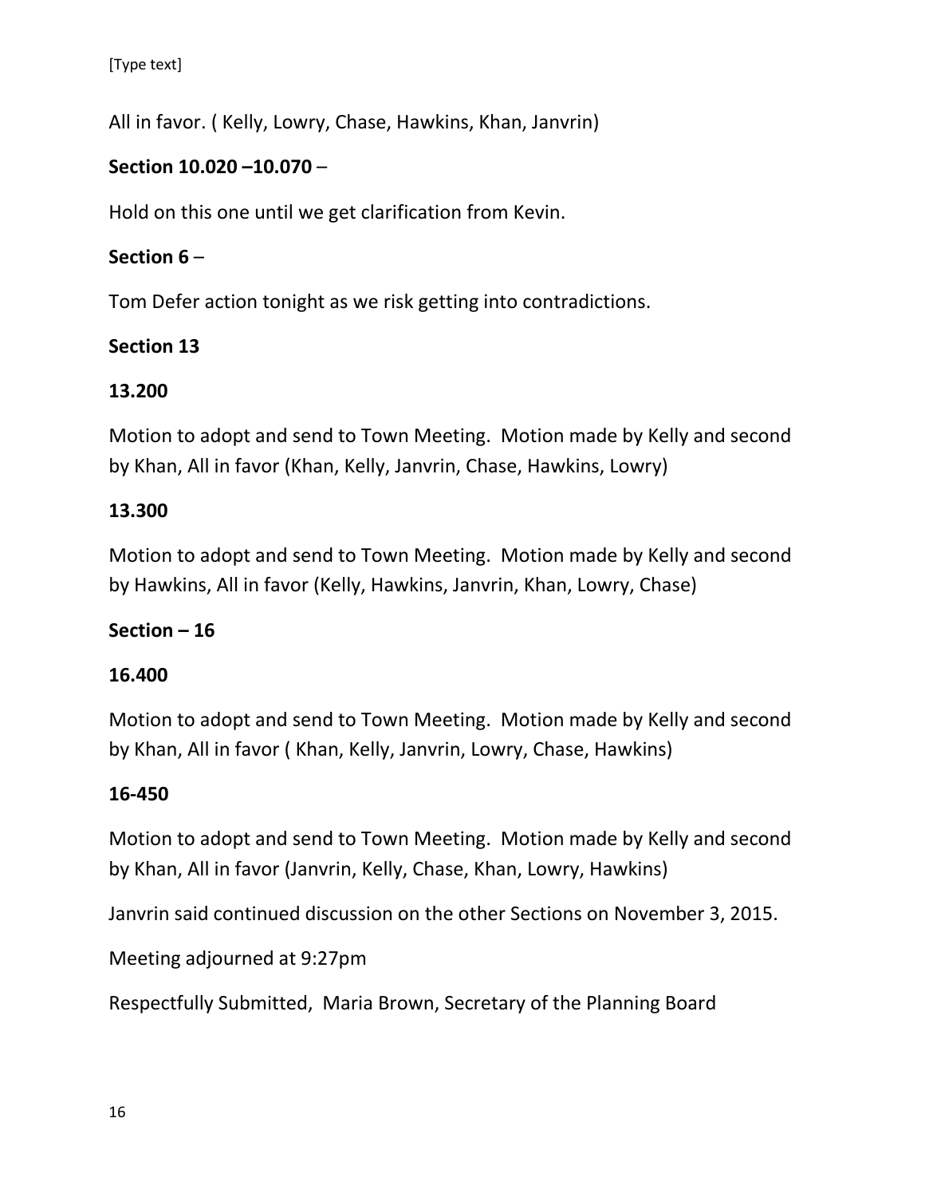All in favor. ( Kelly, Lowry, Chase, Hawkins, Khan, Janvrin)

**Section 10.020 –10.070** –

Hold on this one until we get clarification from Kevin.

**Section 6** –

Tom Defer action tonight as we risk getting into contradictions.

**Section 13**

**13.200**

Motion to adopt and send to Town Meeting. Motion made by Kelly and second by Khan, All in favor (Khan, Kelly, Janvrin, Chase, Hawkins, Lowry)

**13.300**

Motion to adopt and send to Town Meeting. Motion made by Kelly and second by Hawkins, All in favor (Kelly, Hawkins, Janvrin, Khan, Lowry, Chase)

**Section – 16**

**16.400**

Motion to adopt and send to Town Meeting. Motion made by Kelly and second by Khan, All in favor ( Khan, Kelly, Janvrin, Lowry, Chase, Hawkins)

**16-450**

Motion to adopt and send to Town Meeting. Motion made by Kelly and second by Khan, All in favor (Janvrin, Kelly, Chase, Khan, Lowry, Hawkins)

Janvrin said continued discussion on the other Sections on November 3, 2015.

Meeting adjourned at 9:27pm

Respectfully Submitted, Maria Brown, Secretary of the Planning Board